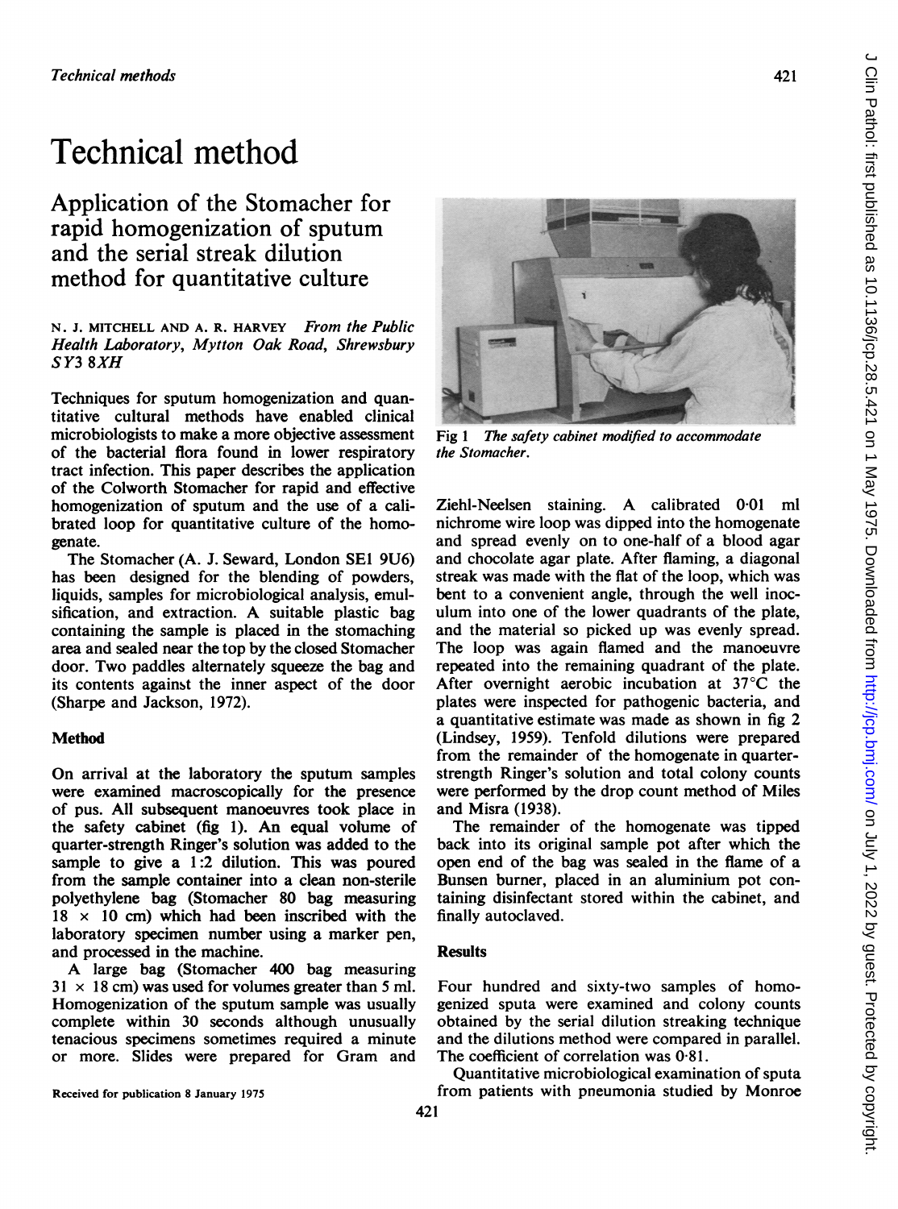# Technical method

## Application of the Stomacher for rapid homogenization of sputum and the serial streak dilution method for quantitative culture

N. J. MITCHELL AND A. R. HARVEY *From the Public Health Laboratory, Mytton Oak Road, Shrewsbury SY3 8XH*

Techniques for sputum homogenization and quantitative cultural methods have enabled clinical microbiologists to make a more objective assessment of the bacterial flora found in lower respiratory tract infection. This paper describes the application of the Colworth Stomacher for rapid and effective homogenization of sputum and the use of a calibrated loop for quantitative culture of the homogenate.

The Stomacher (A. J. Seward, London SE1 9U6) has been designed for the blending of powders, liquids, samples for microbiological analysis, emulsification, and extraction. A suitable plastic bag containing the sample is placed in the stomaching area and sealed near the top by the closed Stomacher door. Two paddles alternately squeeze the bag and its contents against the inner aspect of the door (Sharpe and Jackson, 1972).

### Method

On arrival at the laboratory the sputum samples were examined macroscopically for the presence of pus. All subsequent manoeuvres took place in the safety cabinet (fig 1). An equal volume of quarter-strength Ringer's solution was added to the sample to give a 1:2 dilution. This was poured from the sample container into a clean non-sterile polyethylene bag (Stomacher 80 bag measuring $18 \times 10$ cm) which had been inscribed with the laboratory specimen number using a marker pen, and processed in the machine.

A large bag (Stomacher 400 bag measuring $31 \times 18$ cm) was used for volumes greater than 5 ml. Homogenization of the sputum sample was usually complete within 30 seconds although unusually tenacious specimens sometimes required a minute or more. Slides were prepared for Gram and Ziehl-Neelsen staining. A calibrated 0·01 ml nichrome wire loop was dipped into the homogenate and spread evenly on to one-half of a blood agar and chocolate agar plate. After flaming, a diagonal streak was made with the flat of the loop, which was bent to a convenient angle, through the well inoculum into one of the lower quadrants of the plate, and the material so picked up was evenly spread. The loop was again flamed and the manoeuvre repeated into the remaining quadrant of the plate. After overnight aerobic incubation at 37°C the plates were inspected for pathogenic bacteria, and a quantitative estimate was made as shown in fig 2 (Lindsey, 1959). Tenfold dilutions were prepared from the remainder of the homogenate in quarter-strength Ringer's solution and total colony counts were performed by the drop count method of Miles and Misra (1938).

Fig 1 *The safety cabinet modified to accommodate the Stomacher.*

The remainder of the homogenate was tipped back into its original sample pot after which the open end of the bag was sealed in the flame of a Bunsen burner, placed in an aluminium pot containing disinfectant stored within the cabinet, and finally autoclaved.

### Results

Four hundred and sixty-two samples of homogenized sputa were examined and colony counts obtained by the serial dilution streaking technique and the dilutions method were compared in parallel. The coefficient of correlation was 0·81.

Quantitative microbiological examination of sputa from patients with pneumonia studied by Monroe

Received for publication 8 January 1975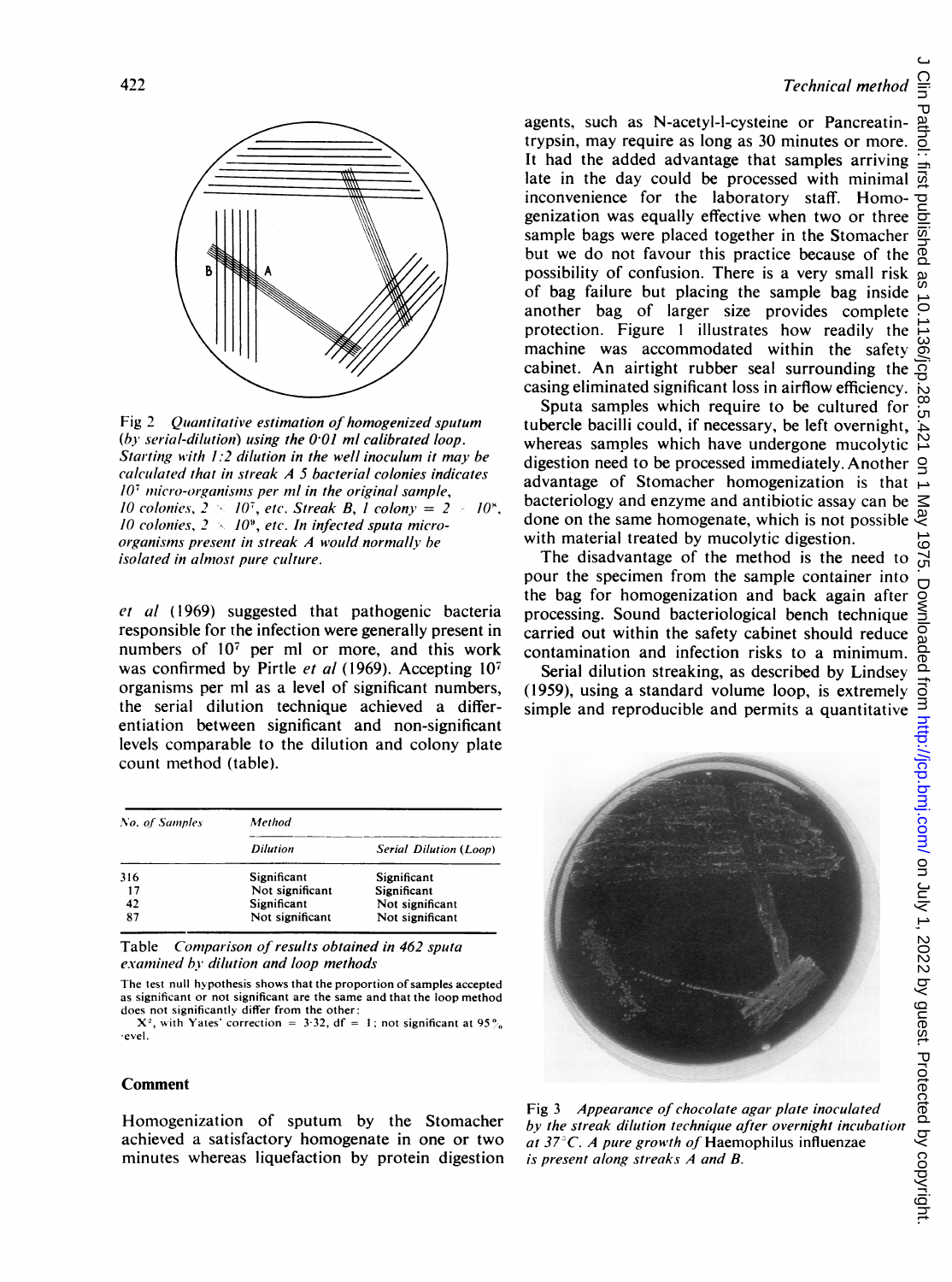Fig 2 *Quantitative estimation of homogenized sputum (by serial-dilution) using the 0·01 ml calibrated loop. Starting with 1:2 dilution in the well inoculum it may be calculated that in streak A 5 bacterial colonies indicates $10^7$ micro-organisms per ml in the original sample, 10 colonies, $2 \times 10^7$, etc. Streak B, 1 colony = $2 \times 10^8$, 10 colonies, $2 \times 10^9$, etc. In infected sputa micro-organisms present in streak A would normally be isolated in almost pure culture.*

*et al* (1969) suggested that pathogenic bacteria responsible for the infection were generally present in numbers of $10^7$ per ml or more, and this work was confirmed by Pirtle *et al* (1969). Accepting $10^7$ organisms per ml as a level of significant numbers, the serial dilution technique achieved a differentiation between significant and non-significant levels comparable to the dilution and colony plate count method (table).

| No. of Samples | Method | |
|---|---|---|
| | Dilution | Serial Dilution (Loop) |
| 316 | Significant | Significant |
| 17 | Not significant | Significant |
| 42 | Significant | Not significant |
| 87 | Not significant | Not significant |

Table *Comparison of results obtained in 462 sputa examined by dilution and loop methods*

The test null hypothesis shows that the proportion of samples accepted as significant or not significant are the same and that the loop method does not significantly differ from the other:
$X^2$, with Yates' correction = 3·32, df = 1; not significant at 95% level.

## Comment

Homogenization of sputum by the Stomacher achieved a satisfactory homogenate in one or two minutes whereas liquefaction by protein digestion agents, such as N-acetyl-l-cysteine or Pancreatin-trypsin, may require as long as 30 minutes or more. It had the added advantage that samples arriving late in the day could be processed with minimal inconvenience for the laboratory staff. Homogenization was equally effective when two or three sample bags were placed together in the Stomacher but we do not favour this practice because of the possibility of confusion. There is a very small risk of bag failure but placing the sample bag inside another bag of larger size provides complete protection. Figure 1 illustrates how readily the machine was accommodated within the safety cabinet. An airtight rubber seal surrounding the casing eliminated significant loss in airflow efficiency.

Sputa samples which require to be cultured for tubercle bacilli could, if necessary, be left overnight, whereas samples which have undergone mucolytic digestion need to be processed immediately. Another advantage of Stomacher homogenization is that bacteriology and enzyme and antibiotic assay can be done on the same homogenate, which is not possible with material treated by mucolytic digestion.

The disadvantage of the method is the need to pour the specimen from the sample container into the bag for homogenization and back again after processing. Sound bacteriological bench technique carried out within the safety cabinet should reduce contamination and infection risks to a minimum.

Serial dilution streaking, as described by Lindsey (1959), using a standard volume loop, is extremely simple and reproducible and permits a quantitative

Fig 3 *Appearance of chocolate agar plate inoculated by the streak dilution technique after overnight incubation at 37°C. A pure growth of* Haemophilus influenzae *is present along streaks A and B.*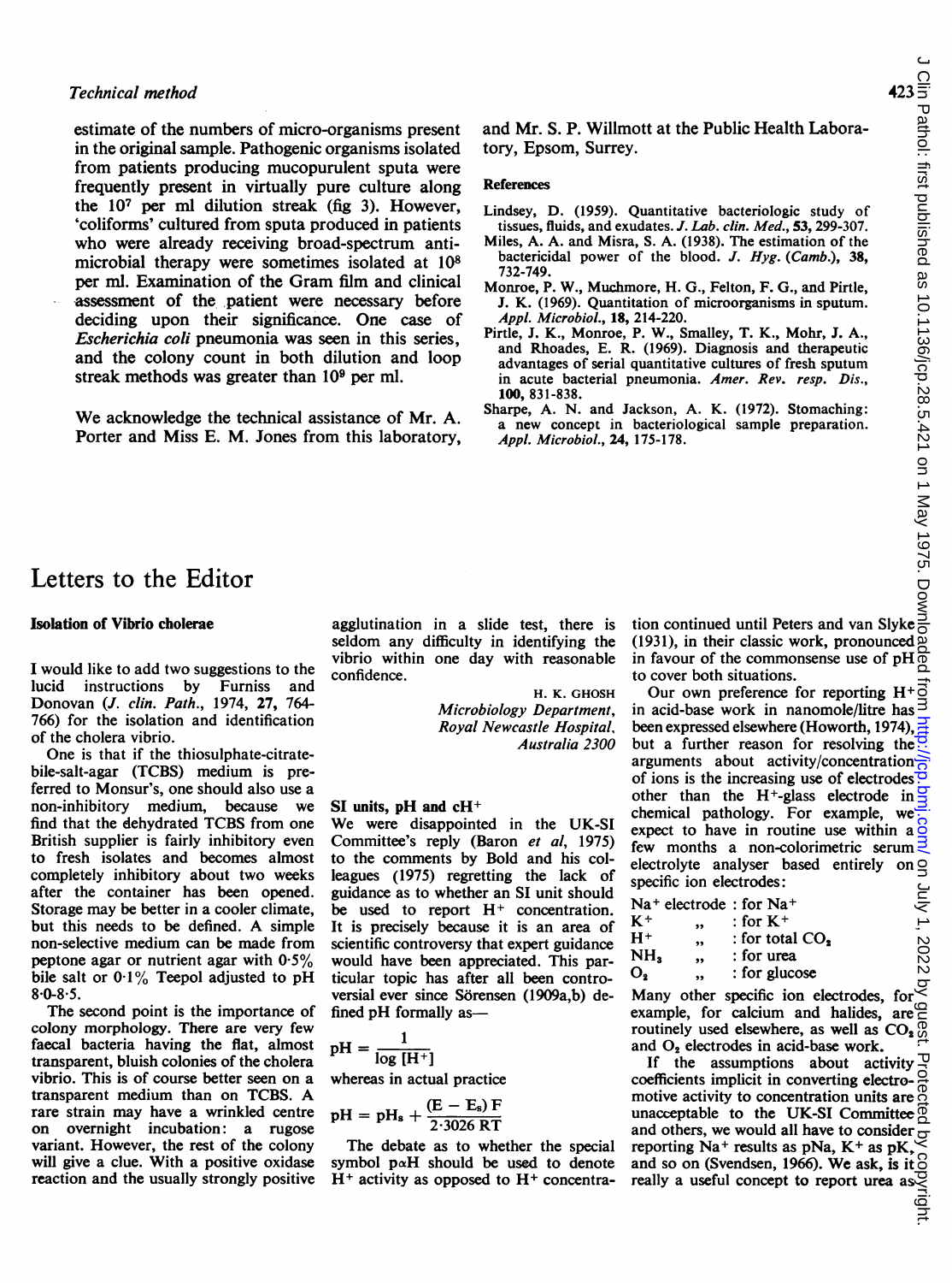estimate of the numbers of micro-organisms present in the original sample. Pathogenic organisms isolated from patients producing mucopurulent sputa were frequently present in virtually pure culture along the $10^7$ per ml dilution streak (fig 3). However, 'coliforms' cultured from sputa produced in patients who were already receiving broad-spectrum antimicrobial therapy were sometimes isolated at $10^8$ per ml. Examination of the Gram film and clinical assessment of the patient were necessary before deciding upon their significance. One case of *Escherichia coli* pneumonia was seen in this series, and the colony count in both dilution and loop streak methods was greater than $10^9$ per ml.

We acknowledge the technical assistance of Mr. A. Porter and Miss E. M. Jones from this laboratory, and Mr. S. P. Willmott at the Public Health Laboratory, Epsom, Surrey.

### References

Lindsey, D. (1959). Quantitative bacteriologic study of tissues, fluids, and exudates. *J. Lab. clin. Med.*, **53**, 299-307.

Miles, A. A. and Misra, S. A. (1938). The estimation of the bactericidal power of the blood. *J. Hyg. (Camb.)*, **38**, 732-749.

Monroe, P. W., Muchmore, H. G., Felton, F. G., and Pirtle, J. K. (1969). Quantitation of microorganisms in sputum. *Appl. Microbiol.*, **18**, 214-220.

Pirtle, J. K., Monroe, P. W., Smalley, T. K., Mohr, J. A., and Rhoades, E. R. (1969). Diagnosis and therapeutic advantages of serial quantitative cultures of fresh sputum in acute bacterial pneumonia. *Amer. Rev. resp. Dis.*, **100**, 831-838.

Sharpe, A. N. and Jackson, A. K. (1972). Stomaching: a new concept in bacteriological sample preparation. *Appl. Microbiol.*, **24**, 175-178.

# Letters to the Editor

## Isolation of Vibrio cholerae

I would like to add two suggestions to the lucid instructions by Furniss and Donovan (*J. clin. Path.*, 1974, **27**, 764-766) for the isolation and identification of the cholera vibrio.

One is that if the thiosulphate-citrate-bile-salt-agar (TCBS) medium is preferred to Monsur's, one should also use a non-inhibitory medium, because we find that the dehydrated TCBS from one British supplier is fairly inhibitory even to fresh isolates and becomes almost completely inhibitory about two weeks after the container has been opened. Storage may be better in a cooler climate, but this needs to be defined. A simple non-selective medium can be made from peptone agar or nutrient agar with 0·5% bile salt or 0·1% Teepol adjusted to pH 8·0-8·5.

The second point is the importance of colony morphology. There are very few faecal bacteria having the flat, almost transparent, bluish colonies of the cholera vibrio. This is of course better seen on a transparent medium than on TCBS. A rare strain may have a wrinkled centre on overnight incubation: a rugose variant. However, the rest of the colony will give a clue. With a positive oxidase reaction and the usually strongly positive agglutination in a slide test, there is seldom any difficulty in identifying the vibrio within one day with reasonable confidence.

H. K. GHOSH
*Microbiology Department,*
*Royal Newcastle Hospital,*
*Australia 2300*

## SI units, pH and c$H^+$

We were disappointed in the UK-SI Committee's reply (Baron *et al*, 1975) to the comments by Bold and his colleagues (1975) regretting the lack of guidance as to whether an SI unit should be used to report $H^+$ concentration. It is precisely because it is an area of scientific controversy that expert guidance would have been appreciated. This particular topic has after all been controversial ever since Sörensen (1909a,b) defined pH formally as—

$$pH = \frac{1}{\log [H^+]}$$

whereas in actual practice

$$pH = pH_s + \frac{(E - E_s)\,F}{2{\cdot}3026\ RT}$$

The debate as to whether the special symbol p$\alpha$H should be used to denote $H^+$ activity as opposed to $H^+$ concentration continued until Peters and van Slyke (1931), in their classic work, pronounced in favour of the commonsense use of pH to cover both situations.

Our own preference for reporting $H^+$ in acid-base work in nanomole/litre has been expressed elsewhere (Howorth, 1974), but a further reason for resolving the arguments about activity/concentration of ions is the increasing use of electrodes other than the $H^+$-glass electrode in chemical pathology. For example, we expect to have in routine use within a few months a non-colorimetric serum electrolyte analyser based entirely on specific ion electrodes:

$Na^+$ electrode : for $Na^+$
$K^+$ " : for $K^+$
$H^+$ " : for total $CO_2$
$NH_3$ " : for urea
$O_2$ " : for glucose

Many other specific ion electrodes, for example, for calcium and halides, are routinely used elsewhere, as well as $CO_2$ and $O_2$ electrodes in acid-base work.

If the assumptions about activity coefficients implicit in converting electromotive activity to concentration units are unacceptable to the UK-SI Committee and others, we would all have to consider reporting $Na^+$ results as pNa, $K^+$ as pK, and so on (Svendsen, 1966). We ask, is it really a useful concept to report urea as